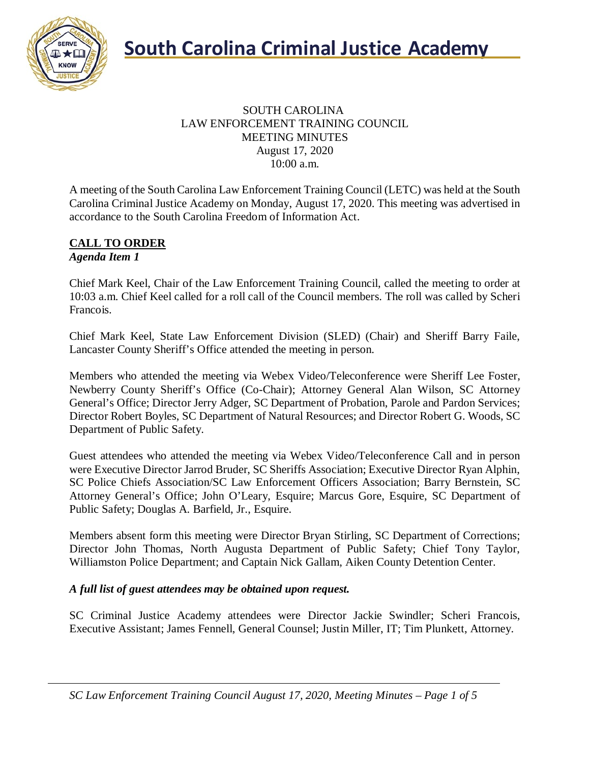# South Carolina Criminal Justice Academy

SOUTH CAROLINA
LAW ENFORCEMENT TRAINING COUNCIL
MEETING MINUTES
August 17, 2020
10:00 a.m.

A meeting of the South Carolina Law Enforcement Training Council (LETC) was held at the South Carolina Criminal Justice Academy on Monday, August 17, 2020. This meeting was advertised in accordance to the South Carolina Freedom of Information Act.

## CALL TO ORDER

***Agenda Item 1***

Chief Mark Keel, Chair of the Law Enforcement Training Council, called the meeting to order at 10:03 a.m. Chief Keel called for a roll call of the Council members. The roll was called by Scheri Francois.

Chief Mark Keel, State Law Enforcement Division (SLED) (Chair) and Sheriff Barry Faile, Lancaster County Sheriff's Office attended the meeting in person.

Members who attended the meeting via Webex Video/Teleconference were Sheriff Lee Foster, Newberry County Sheriff's Office (Co-Chair); Attorney General Alan Wilson, SC Attorney General's Office; Director Jerry Adger, SC Department of Probation, Parole and Pardon Services; Director Robert Boyles, SC Department of Natural Resources; and Director Robert G. Woods, SC Department of Public Safety.

Guest attendees who attended the meeting via Webex Video/Teleconference Call and in person were Executive Director Jarrod Bruder, SC Sheriffs Association; Executive Director Ryan Alphin, SC Police Chiefs Association/SC Law Enforcement Officers Association; Barry Bernstein, SC Attorney General's Office; John O'Leary, Esquire; Marcus Gore, Esquire, SC Department of Public Safety; Douglas A. Barfield, Jr., Esquire.

Members absent form this meeting were Director Bryan Stirling, SC Department of Corrections; Director John Thomas, North Augusta Department of Public Safety; Chief Tony Taylor, Williamston Police Department; and Captain Nick Gallam, Aiken County Detention Center.

***A full list of guest attendees may be obtained upon request.***

SC Criminal Justice Academy attendees were Director Jackie Swindler; Scheri Francois, Executive Assistant; James Fennell, General Counsel; Justin Miller, IT; Tim Plunkett, Attorney.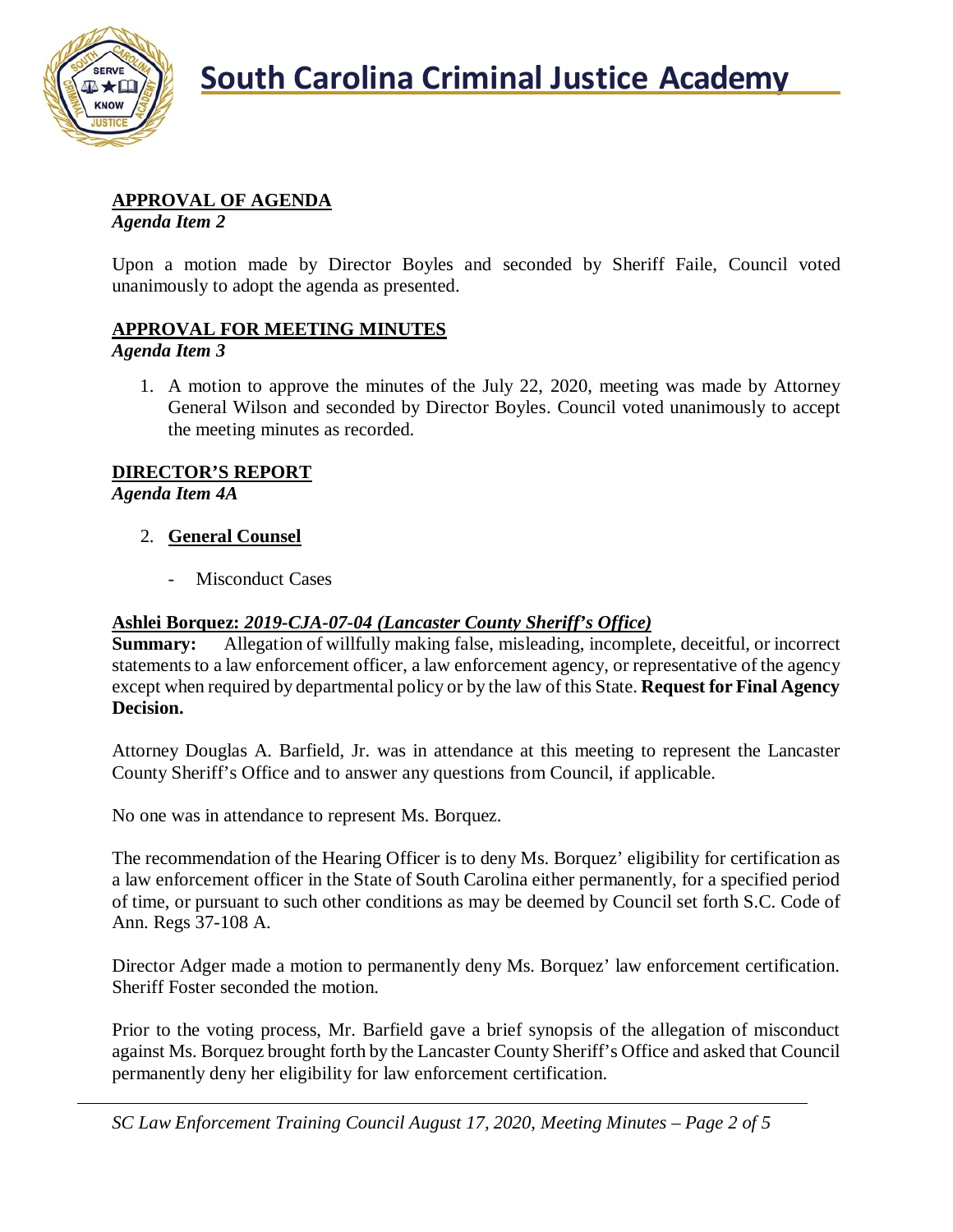**APPROVAL OF AGENDA**
*Agenda Item 2*

Upon a motion made by Director Boyles and seconded by Sheriff Faile, Council voted unanimously to adopt the agenda as presented.

**APPROVAL FOR MEETING MINUTES**
*Agenda Item 3*

1. A motion to approve the minutes of the July 22, 2020, meeting was made by Attorney General Wilson and seconded by Director Boyles. Council voted unanimously to accept the meeting minutes as recorded.

**DIRECTOR'S REPORT**
*Agenda Item 4A*

2. **General Counsel**

   - Misconduct Cases

**Ashlei Borquez:** ***2019-CJA-07-04 (Lancaster County Sheriff's Office)***
**Summary:** Allegation of willfully making false, misleading, incomplete, deceitful, or incorrect statements to a law enforcement officer, a law enforcement agency, or representative of the agency except when required by departmental policy or by the law of this State. **Request for Final Agency Decision.**

Attorney Douglas A. Barfield, Jr. was in attendance at this meeting to represent the Lancaster County Sheriff's Office and to answer any questions from Council, if applicable.

No one was in attendance to represent Ms. Borquez.

The recommendation of the Hearing Officer is to deny Ms. Borquez' eligibility for certification as a law enforcement officer in the State of South Carolina either permanently, for a specified period of time, or pursuant to such other conditions as may be deemed by Council set forth S.C. Code of Ann. Regs 37-108 A.

Director Adger made a motion to permanently deny Ms. Borquez' law enforcement certification. Sheriff Foster seconded the motion.

Prior to the voting process, Mr. Barfield gave a brief synopsis of the allegation of misconduct against Ms. Borquez brought forth by the Lancaster County Sheriff's Office and asked that Council permanently deny her eligibility for law enforcement certification.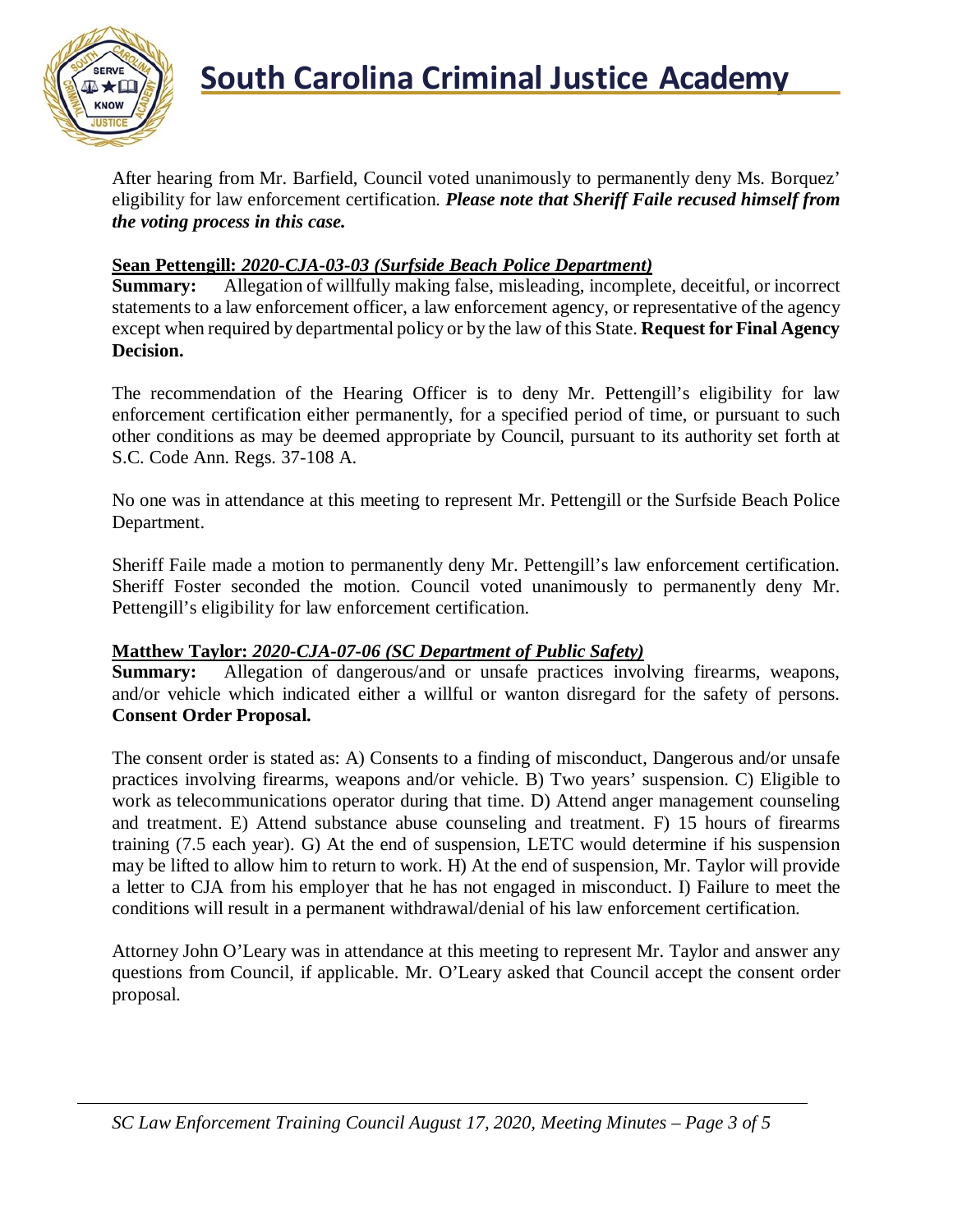After hearing from Mr. Barfield, Council voted unanimously to permanently deny Ms. Borquez' eligibility for law enforcement certification. ***Please note that Sheriff Faile recused himself from the voting process in this case.***

**Sean Pettengill:** ***2020-CJA-03-03 (Surfside Beach Police Department)***
**Summary:** Allegation of willfully making false, misleading, incomplete, deceitful, or incorrect statements to a law enforcement officer, a law enforcement agency, or representative of the agency except when required by departmental policy or by the law of this State. **Request for Final Agency Decision.**

The recommendation of the Hearing Officer is to deny Mr. Pettengill's eligibility for law enforcement certification either permanently, for a specified period of time, or pursuant to such other conditions as may be deemed appropriate by Council, pursuant to its authority set forth at S.C. Code Ann. Regs. 37-108 A.

No one was in attendance at this meeting to represent Mr. Pettengill or the Surfside Beach Police Department.

Sheriff Faile made a motion to permanently deny Mr. Pettengill's law enforcement certification. Sheriff Foster seconded the motion. Council voted unanimously to permanently deny Mr. Pettengill's eligibility for law enforcement certification.

**Matthew Taylor:** ***2020-CJA-07-06 (SC Department of Public Safety)***
**Summary:** Allegation of dangerous/and or unsafe practices involving firearms, weapons, and/or vehicle which indicated either a willful or wanton disregard for the safety of persons. **Consent Order Proposal.**

The consent order is stated as: A) Consents to a finding of misconduct, Dangerous and/or unsafe practices involving firearms, weapons and/or vehicle. B) Two years' suspension. C) Eligible to work as telecommunications operator during that time. D) Attend anger management counseling and treatment. E) Attend substance abuse counseling and treatment. F) 15 hours of firearms training (7.5 each year). G) At the end of suspension, LETC would determine if his suspension may be lifted to allow him to return to work. H) At the end of suspension, Mr. Taylor will provide a letter to CJA from his employer that he has not engaged in misconduct. I) Failure to meet the conditions will result in a permanent withdrawal/denial of his law enforcement certification.

Attorney John O'Leary was in attendance at this meeting to represent Mr. Taylor and answer any questions from Council, if applicable. Mr. O'Leary asked that Council accept the consent order proposal.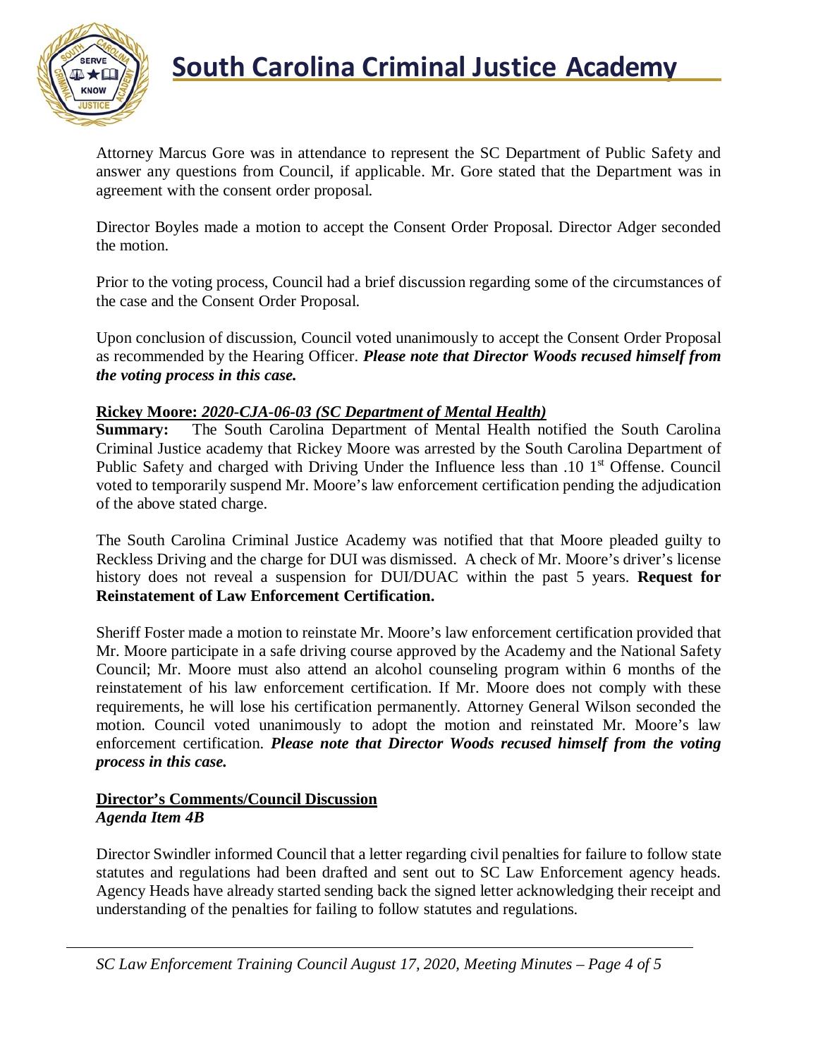Attorney Marcus Gore was in attendance to represent the SC Department of Public Safety and answer any questions from Council, if applicable. Mr. Gore stated that the Department was in agreement with the consent order proposal.

Director Boyles made a motion to accept the Consent Order Proposal. Director Adger seconded the motion.

Prior to the voting process, Council had a brief discussion regarding some of the circumstances of the case and the Consent Order Proposal.

Upon conclusion of discussion, Council voted unanimously to accept the Consent Order Proposal as recommended by the Hearing Officer. ***Please note that Director Woods recused himself from the voting process in this case.***

**Rickey Moore:** ***2020-CJA-06-03 (SC Department of Mental Health)***

**Summary:** The South Carolina Department of Mental Health notified the South Carolina Criminal Justice academy that Rickey Moore was arrested by the South Carolina Department of Public Safety and charged with Driving Under the Influence less than .10 1st Offense. Council voted to temporarily suspend Mr. Moore's law enforcement certification pending the adjudication of the above stated charge.

The South Carolina Criminal Justice Academy was notified that that Moore pleaded guilty to Reckless Driving and the charge for DUI was dismissed. A check of Mr. Moore's driver's license history does not reveal a suspension for DUI/DUAC within the past 5 years. **Request for Reinstatement of Law Enforcement Certification.**

Sheriff Foster made a motion to reinstate Mr. Moore's law enforcement certification provided that Mr. Moore participate in a safe driving course approved by the Academy and the National Safety Council; Mr. Moore must also attend an alcohol counseling program within 6 months of the reinstatement of his law enforcement certification. If Mr. Moore does not comply with these requirements, he will lose his certification permanently. Attorney General Wilson seconded the motion. Council voted unanimously to adopt the motion and reinstated Mr. Moore's law enforcement certification. ***Please note that Director Woods recused himself from the voting process in this case.***

## Director's Comments/Council Discussion

***Agenda Item 4B***

Director Swindler informed Council that a letter regarding civil penalties for failure to follow state statutes and regulations had been drafted and sent out to SC Law Enforcement agency heads. Agency Heads have already started sending back the signed letter acknowledging their receipt and understanding of the penalties for failing to follow statutes and regulations.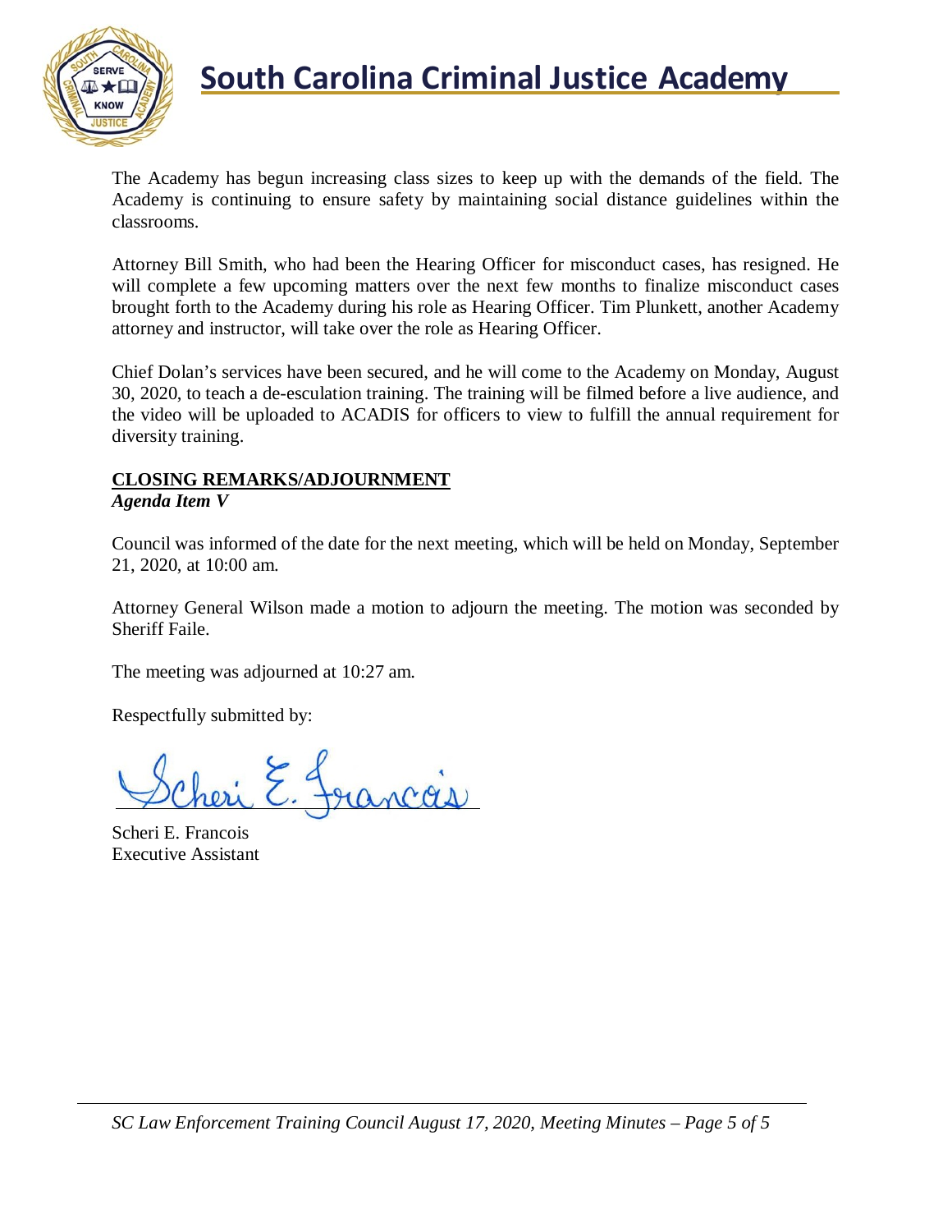The Academy has begun increasing class sizes to keep up with the demands of the field. The Academy is continuing to ensure safety by maintaining social distance guidelines within the classrooms.

Attorney Bill Smith, who had been the Hearing Officer for misconduct cases, has resigned. He will complete a few upcoming matters over the next few months to finalize misconduct cases brought forth to the Academy during his role as Hearing Officer. Tim Plunkett, another Academy attorney and instructor, will take over the role as Hearing Officer.

Chief Dolan's services have been secured, and he will come to the Academy on Monday, August 30, 2020, to teach a de-esculation training. The training will be filmed before a live audience, and the video will be uploaded to ACADIS for officers to view to fulfill the annual requirement for diversity training.

**CLOSING REMARKS/ADJOURNMENT**
***Agenda Item V***

Council was informed of the date for the next meeting, which will be held on Monday, September 21, 2020, at 10:00 am.

Attorney General Wilson made a motion to adjourn the meeting. The motion was seconded by Sheriff Faile.

The meeting was adjourned at 10:27 am.

Respectfully submitted by:

Scheri E. Francois
Executive Assistant